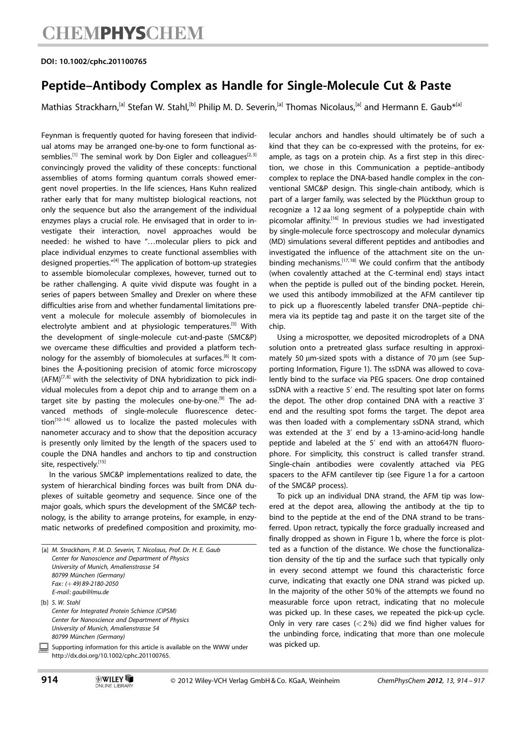DOI: 10.1002/cphc.201100765

# Peptide–Antibody Complex as Handle for Single-Molecule Cut & Paste

Mathias Strackharn,[a] Stefan W. Stahl,[b] Philip M. D. Severin,[a] Thomas Nicolaus,[a] and Hermann E. Gaub*[a]

Feynman is frequently quoted for having foreseen that individual atoms may be arranged one-by-one to form functional assemblies.[1] The seminal work by Don Eigler and colleagues[2,3] convincingly proved the validity of these concepts: functional assemblies of atoms forming quantum corrals showed emergent novel properties. In the life sciences, Hans Kuhn realized rather early that for many multistep biological reactions, not only the sequence but also the arrangement of the individual enzymes plays a crucial role. He envisaged that in order to investigate their interaction, novel approaches would be needed: he wished to have "…molecular pliers to pick and place individual enzymes to create functional assemblies with designed properties."[4] The application of bottom-up strategies to assemble biomolecular complexes, however, turned out to be rather challenging. A quite vivid dispute was fought in a series of papers between Smalley and Drexler on where these difficulties arise from and whether fundamental limitations prevent a molecule for molecule assembly of biomolecules in electrolyte ambient and at physiologic temperatures.[5] With the development of single-molecule cut-and-paste (SMC&P) we overcame these difficulties and provided a platform technology for the assembly of biomolecules at surfaces.[6] It combines the Å-positioning precision of atomic force microscopy (AFM)[7,8] with the selectivity of DNA hybridization to pick individual molecules from a depot chip and to arrange them on a target site by pasting the molecules one-by-one.[9] The advanced methods of single-molecule fluorescence detection[10–14] allowed us to localize the pasted molecules with nanometer accuracy and to show that the deposition accuracy is presently only limited by the length of the spacers used to couple the DNA handles and anchors to tip and construction site, respectively.[15]

In the various SMC&P implementations realized to date, the system of hierarchical binding forces was built from DNA duplexes of suitable geometry and sequence. Since one of the major goals, which spurs the development of the SMC&P technology, is the ability to arrange proteins, for example, in enzymatic networks of predefined composition and proximity, molecular anchors and handles should ultimately be of such a kind that they can be co-expressed with the proteins, for example, as tags on a protein chip. As a first step in this direction, we chose in this Communication a peptide–antibody complex to replace the DNA-based handle complex in the conventional SMC&P design. This single-chain antibody, which is part of a larger family, was selected by the Plückthun group to recognize a 12 aa long segment of a polypeptide chain with picomolar affinity.[16] In previous studies we had investigated by single-molecule force spectroscopy and molecular dynamics (MD) simulations several different peptides and antibodies and investigated the influence of the attachment site on the unbinding mechanisms.[17,18] We could confirm that the antibody (when covalently attached at the C-terminal end) stays intact when the peptide is pulled out of the binding pocket. Herein, we used this antibody immobilized at the AFM cantilever tip to pick up a fluorescently labeled transfer DNA–peptide chimera via its peptide tag and paste it on the target site of the chip.

Using a microspotter, we deposited microdroplets of a DNA solution onto a pretreated glass surface resulting in approximately 50 μm-sized spots with a distance of 70 μm (see Supporting Information, Figure 1). The ssDNA was allowed to covalently bind to the surface via PEG spacers. One drop contained ssDNA with a reactive 5′ end. The resulting spot later on forms the depot. The other drop contained DNA with a reactive 3′ end and the resulting spot forms the target. The depot area was then loaded with a complementary ssDNA strand, which was extended at the 3′ end by a 13-amino-acid-long handle peptide and labeled at the 5′ end with an atto647N fluorophore. For simplicity, this construct is called transfer strand. Single-chain antibodies were covalently attached via PEG spacers to the AFM cantilever tip (see Figure 1a for a cartoon of the SMC&P process).

To pick up an individual DNA strand, the AFM tip was lowered at the depot area, allowing the antibody at the tip to bind to the peptide at the end of the DNA strand to be transferred. Upon retract, typically the force gradually increased and finally dropped as shown in Figure 1b, where the force is plotted as a function of the distance. We chose the functionalization density of the tip and the surface such that typically only in every second attempt we found this characteristic force curve, indicating that exactly one DNA strand was picked up. In the majority of the other 50% of the attempts we found no measurable force upon retract, indicating that no molecule was picked up. In these cases, we repeated the pick-up cycle. Only in very rare cases (<2%) did we find higher values for the unbinding force, indicating that more than one molecule was picked up.

[a] M. Strackharn, P. M. D. Severin, T. Nicolaus, Prof. Dr. H. E. Gaub
Center for Nanoscience and Department of Physics
University of Munich, Amalienstrasse 54
80799 München (Germany)
Fax: (+49) 89-2180-2050
E-mail: gaub@lmu.de

[b] S. W. Stahl
Center for Integrated Protein Schience (CIPSM)
Center for Nanoscience and Department of Physics
University of Munich, Amalienstrasse 54
80799 München (Germany)

Supporting information for this article is available on the WWW under http://dx.doi.org/10.1002/cphc.201100765.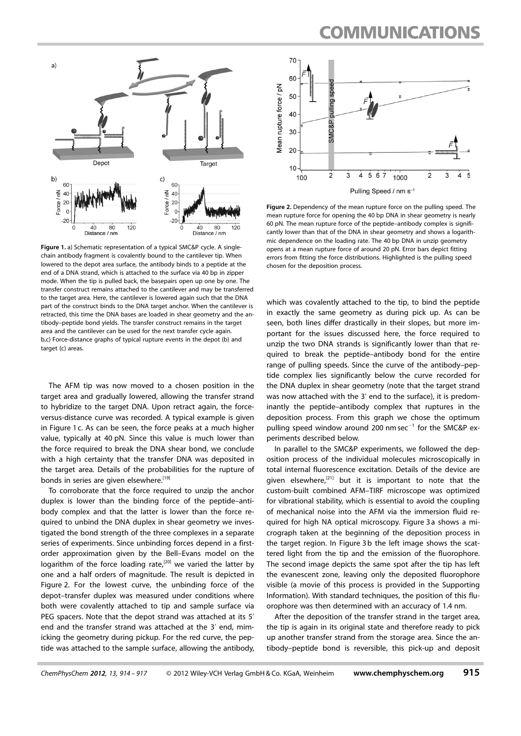Figure 1. a) Schematic representation of a typical SMC&P cycle. A single-chain antibody fragment is covalently bound to the cantilever tip. When lowered to the depot area surface, the antibody binds to a peptide at the end of a DNA strand, which is attached to the surface via 40 bp in zipper mode. When the tip is pulled back, the basepairs open up one by one. The transfer construct remains attached to the cantilever and may be transferred to the target area. Here, the cantilever is lowered again such that the DNA part of the construct binds to the DNA target anchor. When the cantilever is retracted, this time the DNA bases are loaded in shear geometry and the antibody–peptide bond yields. The transfer construct remains in the target area and the cantilever can be used for the next transfer cycle again. b,c) Force-distance graphs of typical rupture events in the depot (b) and target (c) areas.

Figure 2. Dependency of the mean rupture force on the pulling speed. The mean rupture force for opening the 40 bp DNA in shear geometry is nearly 60 pN. The mean rupture force of the peptide–antibody complex is significantly lower than that of the DNA in shear geometry and shows a logarithmic dependence on the loading rate. The 40 bp DNA in unzip geometry opens at a mean rupture force of around 20 pN. Error bars depict fitting errors from fitting the force distributions. Highlighted is the pulling speed chosen for the deposition process.

The AFM tip was now moved to a chosen position in the target area and gradually lowered, allowing the transfer strand to hybridize to the target DNA. Upon retract again, the force-versus-distance curve was recorded. A typical example is given in Figure 1 c. As can be seen, the force peaks at a much higher value, typically at 40 pN. Since this value is much lower than the force required to break the DNA shear bond, we conclude with a high certainty that the transfer DNA was deposited in the target area. Details of the probabilities for the rupture of bonds in series are given elsewhere.[19]

To corroborate that the force required to unzip the anchor duplex is lower than the binding force of the peptide–antibody complex and that the latter is lower than the force required to unbind the DNA duplex in shear geometry we investigated the bond strength of the three complexes in a separate series of experiments. Since unbinding forces depend in a first-order approximation given by the Bell–Evans model on the logarithm of the force loading rate,[20] we varied the latter by one and a half orders of magnitude. The result is depicted in Figure 2. For the lowest curve, the unbinding force of the depot–transfer duplex was measured under conditions where both were covalently attached to tip and sample surface via PEG spacers. Note that the depot strand was attached at its 5′ end and the transfer strand was attached at the 3′ end, mimicking the geometry during pickup. For the red curve, the peptide was attached to the sample surface, allowing the antibody, which was covalently attached to the tip, to bind the peptide in exactly the same geometry as during pick up. As can be seen, both lines differ drastically in their slopes, but more important for the issues discussed here, the force required to unzip the two DNA strands is significantly lower than that required to break the peptide–antibody bond for the entire range of pulling speeds. Since the curve of the antibody–peptide complex lies significantly below the curve recorded for the DNA duplex in shear geometry (note that the target strand was now attached with the 3′ end to the surface), it is predominantly the peptide–antibody complex that ruptures in the deposition process. From this graph we chose the optimum pulling speed window around 200 nm sec$^{-1}$ for the SMC&P experiments described below.

In parallel to the SMC&P experiments, we followed the deposition process of the individual molecules microscopically in total internal fluorescence excitation. Details of the device are given elsewhere,[21] but it is important to note that the custom-built combined AFM–TIRF microscope was optimized for vibrational stability, which is essential to avoid the coupling of mechanical noise into the AFM via the immersion fluid required for high NA optical microscopy. Figure 3 a shows a micrograph taken at the beginning of the deposition process in the target region. In Figure 3 b the left image shows the scattered light from the tip and the emission of the fluorophore. The second image depicts the same spot after the tip has left the evanescent zone, leaving only the deposited fluorophore visible (a movie of this process is provided in the Supporting Information). With standard techniques, the position of this fluorophore was then determined with an accuracy of 1.4 nm.

After the deposition of the transfer strand in the target area, the tip is again in its original state and therefore ready to pick up another transfer strand from the storage area. Since the antibody–peptide bond is reversible, this pick-up and deposit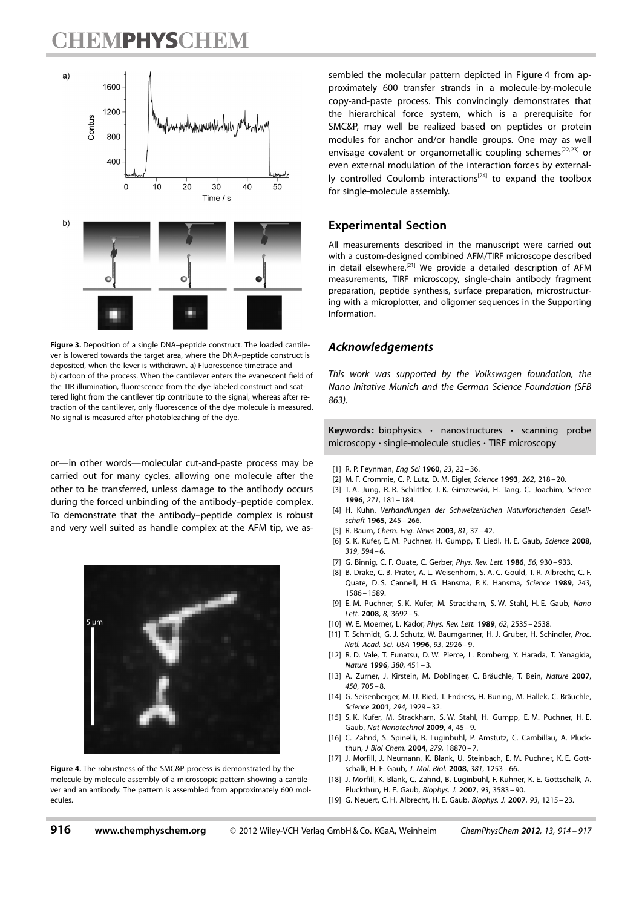Figure 3. Deposition of a single DNA–peptide construct. The loaded cantilever is lowered towards the target area, where the DNA–peptide construct is deposited, when the lever is withdrawn. a) Fluorescence timetrace and b) cartoon of the process. When the cantilever enters the evanescent field of the TIR illumination, fluorescence from the dye-labeled construct and scattered light from the cantilever tip contribute to the signal, whereas after retraction of the cantilever, only fluorescence of the dye molecule is measured. No signal is measured after photobleaching of the dye.

or—in other words—molecular cut-and-paste process may be carried out for many cycles, allowing one molecule after the other to be transferred, unless damage to the antibody occurs during the forced unbinding of the antibody–peptide complex. To demonstrate that the antibody–peptide complex is robust and very well suited as handle complex at the AFM tip, we assembled the molecular pattern depicted in Figure 4 from approximately 600 transfer strands in a molecule-by-molecule copy-and-paste process. This convincingly demonstrates that the hierarchical force system, which is a prerequisite for SMC&P, may well be realized based on peptides or protein modules for anchor and/or handle groups. One may as well envisage covalent or organometallic coupling schemes[22,23] or even external modulation of the interaction forces by externally controlled Coulomb interactions[24] to expand the toolbox for single-molecule assembly.

Figure 4. The robustness of the SMC&P process is demonstrated by the molecule-by-molecule assembly of a microscopic pattern showing a cantilever and an antibody. The pattern is assembled from approximately 600 molecules.

## Experimental Section

All measurements described in the manuscript were carried out with a custom-designed combined AFM/TIRF microscope described in detail elsewhere.[21] We provide a detailed description of AFM measurements, TIRF microscopy, single-chain antibody fragment preparation, peptide synthesis, surface preparation, microstructuring with a microplotter, and oligomer sequences in the Supporting Information.

## *Acknowledgements*

*This work was supported by the Volkswagen foundation, the Nano Initative Munich and the German Science Foundation (SFB 863).*

**Keywords:** biophysics · nanostructures · scanning probe microscopy · single-molecule studies · TIRF microscopy

[1] R. P. Feynman, *Eng Sci* **1960**, *23*, 22–36.
[2] M. F. Crommie, C. P. Lutz, D. M. Eigler, *Science* **1993**, *262*, 218–20.
[3] T. A. Jung, R. R. Schlittler, J. K. Gimzewski, H. Tang, C. Joachim, *Science* **1996**, *271*, 181–184.
[4] H. Kuhn, *Verhandlungen der Schweizerischen Naturforschenden Gesellschaft* **1965**, 245–266.
[5] R. Baum, *Chem. Eng. News* **2003**, *81*, 37–42.
[6] S. K. Kufer, E. M. Puchner, H. Gumpp, T. Liedl, H. E. Gaub, *Science* **2008**, *319*, 594–6.
[7] G. Binnig, C. F. Quate, C. Gerber, *Phys. Rev. Lett.* **1986**, *56*, 930–933.
[8] B. Drake, C. B. Prater, A. L. Weisenhorn, S. A. C. Gould, T. R. Albrecht, C. F. Quate, D. S. Cannell, H. G. Hansma, P. K. Hansma, *Science* **1989**, *243*, 1586–1589.
[9] E. M. Puchner, S. K. Kufer, M. Strackharn, S. W. Stahl, H. E. Gaub, *Nano Lett.* **2008**, *8*, 3692–5.
[10] W. E. Moerner, L. Kador, *Phys. Rev. Lett.* **1989**, *62*, 2535–2538.
[11] T. Schmidt, G. J. Schutz, W. Baumgartner, H. J. Gruber, H. Schindler, *Proc. Natl. Acad. Sci. USA* **1996**, *93*, 2926–9.
[12] R. D. Vale, T. Funatsu, D. W. Pierce, L. Romberg, Y. Harada, T. Yanagida, *Nature* **1996**, *380*, 451–3.
[13] A. Zurner, J. Kirstein, M. Doblinger, C. Bräuchle, T. Bein, *Nature* **2007**, *450*, 705–8.
[14] G. Seisenberger, M. U. Ried, T. Endress, H. Buning, M. Hallek, C. Bräuchle, *Science* **2001**, *294*, 1929–32.
[15] S. K. Kufer, M. Strackharn, S. W. Stahl, H. Gumpp, E. M. Puchner, H. E. Gaub, *Nat Nanotechnol* **2009**, *4*, 45–9.
[16] C. Zahnd, S. Spinelli, B. Luginbuhl, P. Amstutz, C. Cambillau, A. Pluckthun, *J Biol Chem.* **2004**, *279*, 18870–7.
[17] J. Morfill, J. Neumann, K. Blank, U. Steinbach, E. M. Puchner, K. E. Gottschalk, H. E. Gaub, *J. Mol. Biol.* **2008**, *381*, 1253–66.
[18] J. Morfill, K. Blank, C. Zahnd, B. Luginbuhl, F. Kuhner, K. E. Gottschalk, A. Pluckthun, H. E. Gaub, *Biophys. J.* **2007**, *93*, 3583–90.
[19] G. Neuert, C. H. Albrecht, H. E. Gaub, *Biophys. J.* **2007**, *93*, 1215–23.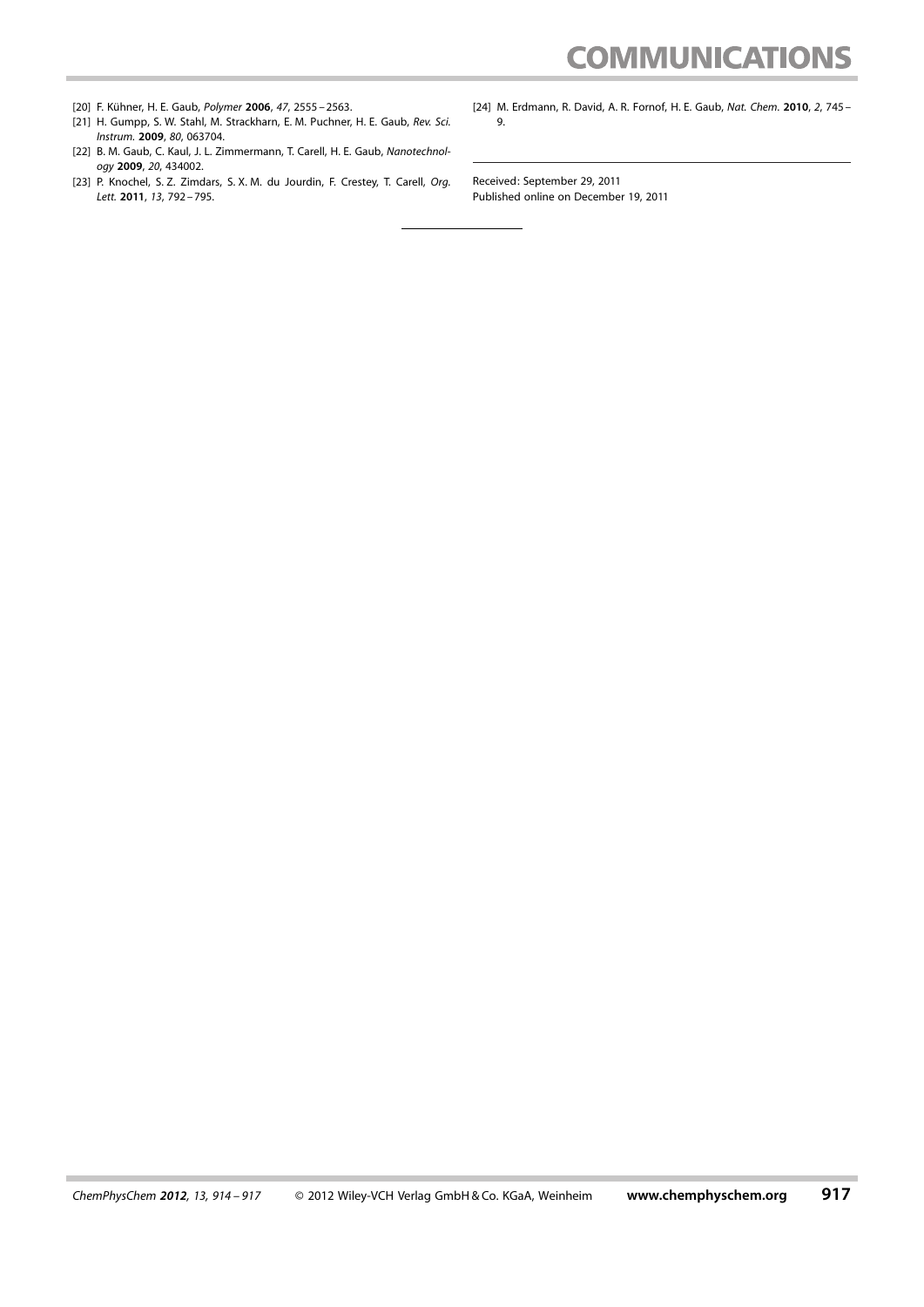[20] F. Kühner, H. E. Gaub, *Polymer* **2006**, *47*, 2555 – 2563.
[21] H. Gumpp, S. W. Stahl, M. Strackharn, E. M. Puchner, H. E. Gaub, *Rev. Sci. Instrum.* **2009**, *80*, 063704.
[22] B. M. Gaub, C. Kaul, J. L. Zimmermann, T. Carell, H. E. Gaub, *Nanotechnology* **2009**, *20*, 434002.
[23] P. Knochel, S. Z. Zimdars, S. X. M. du Jourdin, F. Crestey, T. Carell, *Org. Lett.* **2011**, *13*, 792 – 795.
[24] M. Erdmann, R. David, A. R. Fornof, H. E. Gaub, *Nat. Chem.* **2010**, *2*, 745 – 9.

Received: September 29, 2011
Published online on December 19, 2011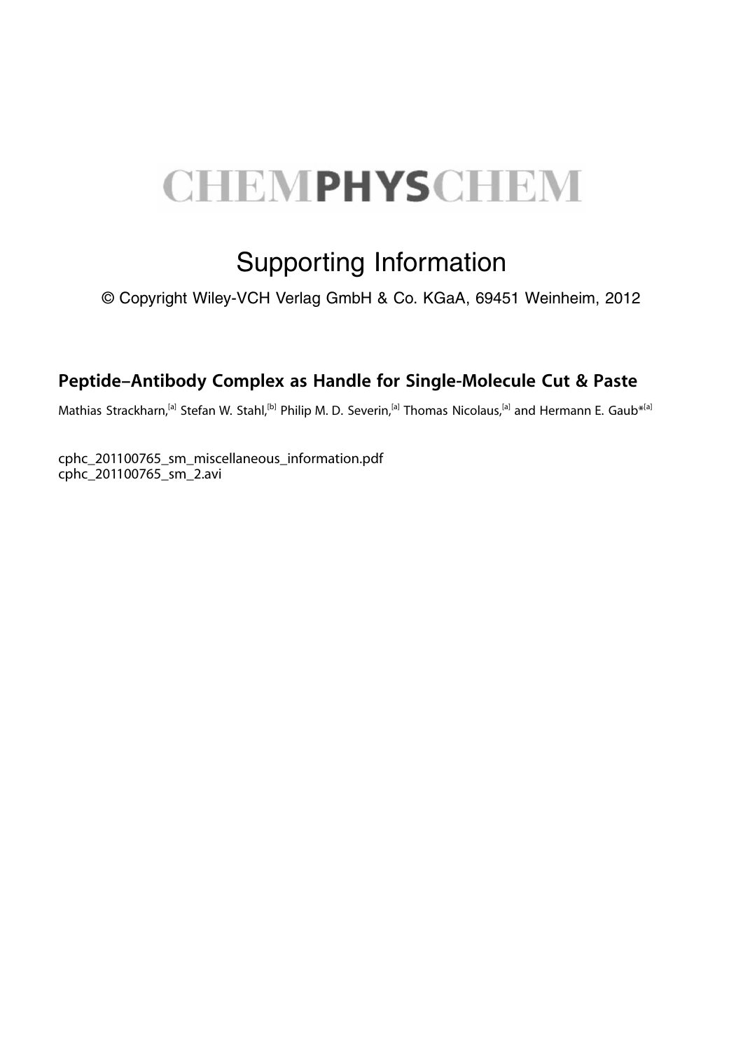# CHEMPHYSCHEM

## Supporting Information

© Copyright Wiley-VCH Verlag GmbH & Co. KGaA, 69451 Weinheim, 2012

### Peptide–Antibody Complex as Handle for Single-Molecule Cut & Paste

Mathias Strackharn,[a] Stefan W. Stahl,[b] Philip M. D. Severin,[a] Thomas Nicolaus,[a] and Hermann E. Gaub*[a]

cphc_201100765_sm_miscellaneous_information.pdf
cphc_201100765_sm_2.avi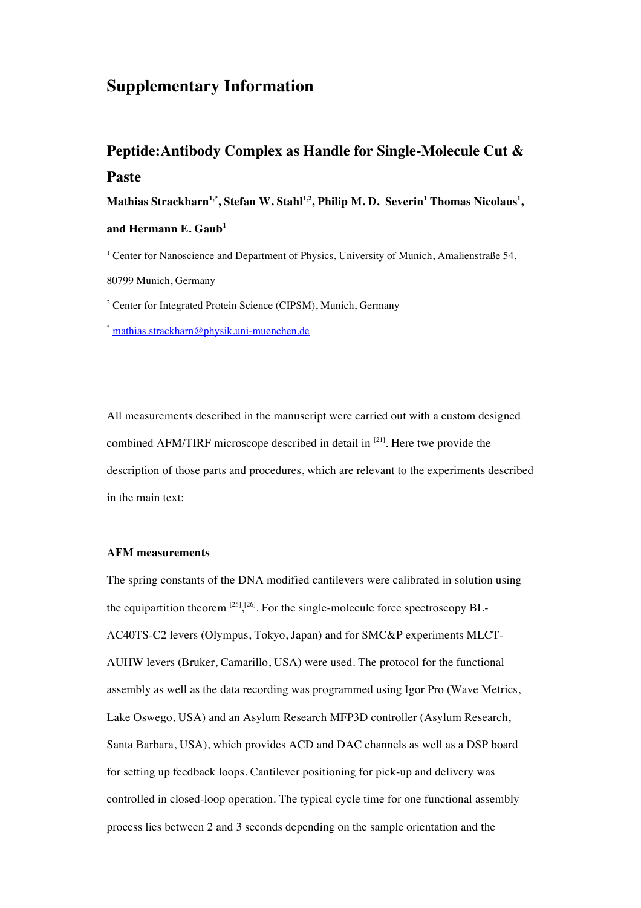# Supplementary Information

## Peptide:Antibody Complex as Handle for Single-Molecule Cut & Paste

**Mathias Strackharn[1,*], Stefan W. Stahl[1,2], Philip M. D. Severin[1] Thomas Nicolaus[1], and Hermann E. Gaub[1]**

[1] Center for Nanoscience and Department of Physics, University of Munich, Amalienstraße 54, 80799 Munich, Germany

[2] Center for Integrated Protein Science (CIPSM), Munich, Germany

[*] mathias.strackharn@physik.uni-muenchen.de

All measurements described in the manuscript were carried out with a custom designed combined AFM/TIRF microscope described in detail in [21]. Here twe provide the description of those parts and procedures, which are relevant to the experiments described in the main text:

### AFM measurements

The spring constants of the DNA modified cantilevers were calibrated in solution using the equipartition theorem [25],[26]. For the single-molecule force spectroscopy BL-AC40TS-C2 levers (Olympus, Tokyo, Japan) and for SMC&P experiments MLCT-AUHW levers (Bruker, Camarillo, USA) were used. The protocol for the functional assembly as well as the data recording was programmed using Igor Pro (Wave Metrics, Lake Oswego, USA) and an Asylum Research MFP3D controller (Asylum Research, Santa Barbara, USA), which provides ACD and DAC channels as well as a DSP board for setting up feedback loops. Cantilever positioning for pick-up and delivery was controlled in closed-loop operation. The typical cycle time for one functional assembly process lies between 2 and 3 seconds depending on the sample orientation and the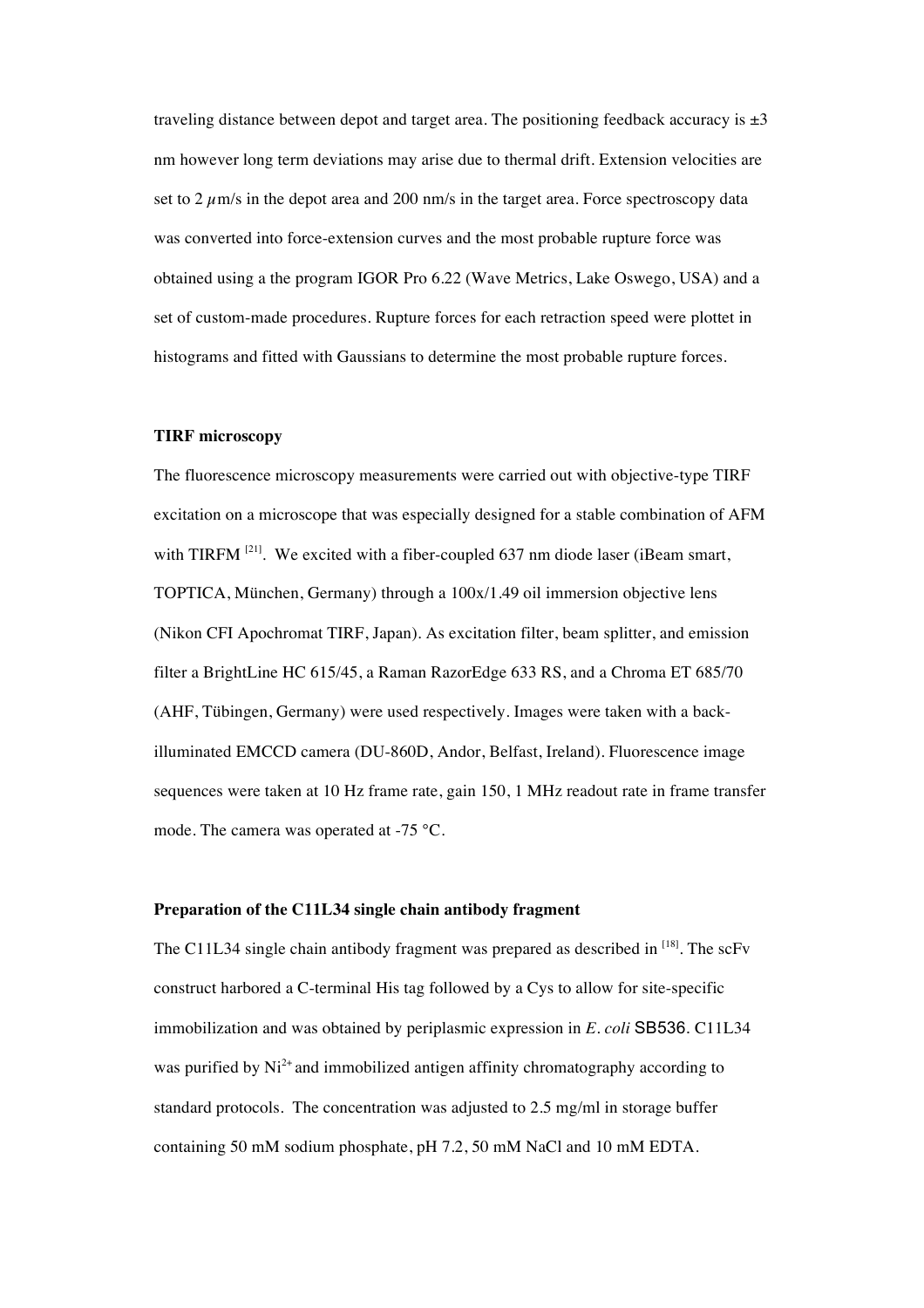traveling distance between depot and target area. The positioning feedback accuracy is ±3 nm however long term deviations may arise due to thermal drift. Extension velocities are set to 2 $\mu$m/s in the depot area and 200 nm/s in the target area. Force spectroscopy data was converted into force-extension curves and the most probable rupture force was obtained using a the program IGOR Pro 6.22 (Wave Metrics, Lake Oswego, USA) and a set of custom-made procedures. Rupture forces for each retraction speed were plottet in histograms and fitted with Gaussians to determine the most probable rupture forces.

### TIRF microscopy

The fluorescence microscopy measurements were carried out with objective-type TIRF excitation on a microscope that was especially designed for a stable combination of AFM with TIRFM [21]. We excited with a fiber-coupled 637 nm diode laser (iBeam smart, TOPTICA, München, Germany) through a 100x/1.49 oil immersion objective lens (Nikon CFI Apochromat TIRF, Japan). As excitation filter, beam splitter, and emission filter a BrightLine HC 615/45, a Raman RazorEdge 633 RS, and a Chroma ET 685/70 (AHF, Tübingen, Germany) were used respectively. Images were taken with a back-illuminated EMCCD camera (DU-860D, Andor, Belfast, Ireland). Fluorescence image sequences were taken at 10 Hz frame rate, gain 150, 1 MHz readout rate in frame transfer mode. The camera was operated at -75 °C.

### Preparation of the C11L34 single chain antibody fragment

The C11L34 single chain antibody fragment was prepared as described in [18]. The scFv construct harbored a C-terminal His tag followed by a Cys to allow for site-specific immobilization and was obtained by periplasmic expression in *E. coli* SB536. C11L34 was purified by $Ni^{2+}$ and immobilized antigen affinity chromatography according to standard protocols. The concentration was adjusted to 2.5 mg/ml in storage buffer containing 50 mM sodium phosphate, pH 7.2, 50 mM NaCl and 10 mM EDTA.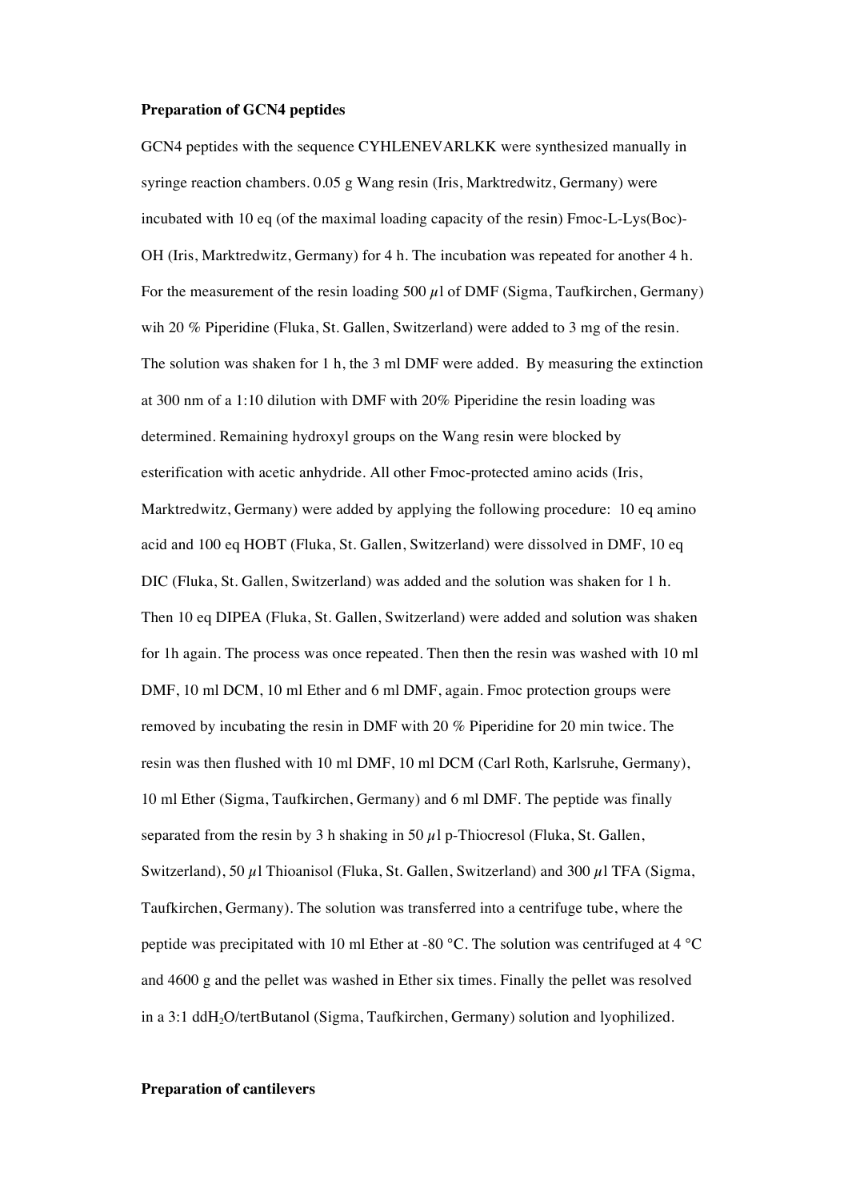**Preparation of GCN4 peptides**

GCN4 peptides with the sequence CYHLENEVARLKK were synthesized manually in syringe reaction chambers. 0.05 g Wang resin (Iris, Marktredwitz, Germany) were incubated with 10 eq (of the maximal loading capacity of the resin) Fmoc-L-Lys(Boc)-OH (Iris, Marktredwitz, Germany) for 4 h. The incubation was repeated for another 4 h. For the measurement of the resin loading 500 $\mu$l of DMF (Sigma, Taufkirchen, Germany) wih 20 % Piperidine (Fluka, St. Gallen, Switzerland) were added to 3 mg of the resin. The solution was shaken for 1 h, the 3 ml DMF were added. By measuring the extinction at 300 nm of a 1:10 dilution with DMF with 20% Piperidine the resin loading was determined. Remaining hydroxyl groups on the Wang resin were blocked by esterification with acetic anhydride. All other Fmoc-protected amino acids (Iris, Marktredwitz, Germany) were added by applying the following procedure: 10 eq amino acid and 100 eq HOBT (Fluka, St. Gallen, Switzerland) were dissolved in DMF, 10 eq DIC (Fluka, St. Gallen, Switzerland) was added and the solution was shaken for 1 h. Then 10 eq DIPEA (Fluka, St. Gallen, Switzerland) were added and solution was shaken for 1h again. The process was once repeated. Then then the resin was washed with 10 ml DMF, 10 ml DCM, 10 ml Ether and 6 ml DMF, again. Fmoc protection groups were removed by incubating the resin in DMF with 20 % Piperidine for 20 min twice. The resin was then flushed with 10 ml DMF, 10 ml DCM (Carl Roth, Karlsruhe, Germany), 10 ml Ether (Sigma, Taufkirchen, Germany) and 6 ml DMF. The peptide was finally separated from the resin by 3 h shaking in 50 $\mu$l p-Thiocresol (Fluka, St. Gallen, Switzerland), 50 $\mu$l Thioanisol (Fluka, St. Gallen, Switzerland) and 300 $\mu$l TFA (Sigma, Taufkirchen, Germany). The solution was transferred into a centrifuge tube, where the peptide was precipitated with 10 ml Ether at -80 °C. The solution was centrifuged at 4 °C and 4600 g and the pellet was washed in Ether six times. Finally the pellet was resolved in a 3:1 $ddH_2O$/tertButanol (Sigma, Taufkirchen, Germany) solution and lyophilized.

**Preparation of cantilevers**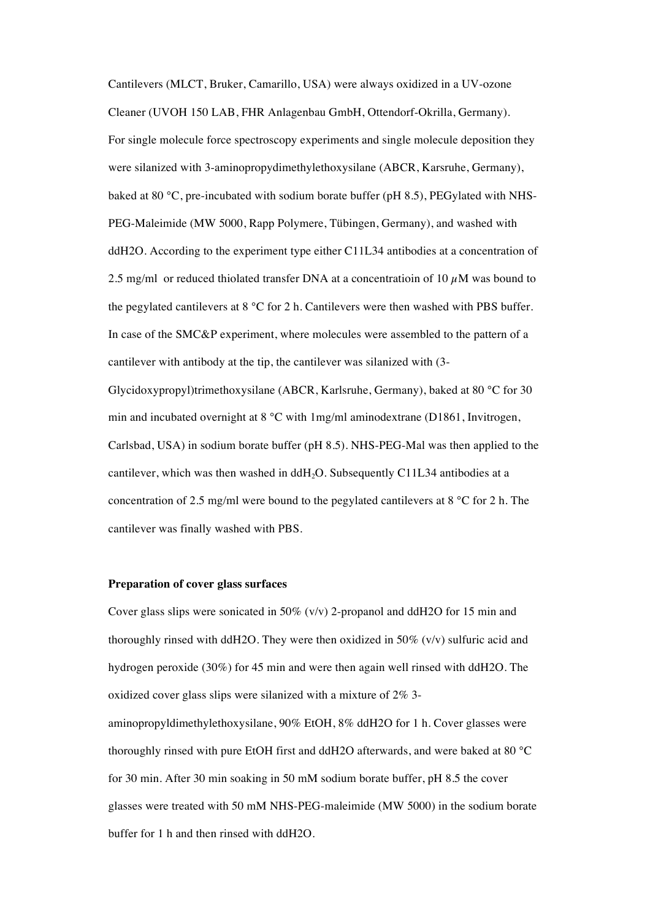Cantilevers (MLCT, Bruker, Camarillo, USA) were always oxidized in a UV-ozone Cleaner (UVOH 150 LAB, FHR Anlagenbau GmbH, Ottendorf-Okrilla, Germany). For single molecule force spectroscopy experiments and single molecule deposition they were silanized with 3-aminopropydimethylethoxysilane (ABCR, Karsruhe, Germany), baked at 80 °C, pre-incubated with sodium borate buffer (pH 8.5), PEGylated with NHS-PEG-Maleimide (MW 5000, Rapp Polymere, Tübingen, Germany), and washed with ddH2O. According to the experiment type either C11L34 antibodies at a concentration of 2.5 mg/ml or reduced thiolated transfer DNA at a concentratioin of 10 $\mu$M was bound to the pegylated cantilevers at 8 °C for 2 h. Cantilevers were then washed with PBS buffer. In case of the SMC&P experiment, where molecules were assembled to the pattern of a cantilever with antibody at the tip, the cantilever was silanized with (3-Glycidoxypropyl)trimethoxysilane (ABCR, Karlsruhe, Germany), baked at 80 °C for 30 min and incubated overnight at 8 °C with 1mg/ml aminodextrane (D1861, Invitrogen, Carlsbad, USA) in sodium borate buffer (pH 8.5). NHS-PEG-Mal was then applied to the cantilever, which was then washed in ddH$_2$O. Subsequently C11L34 antibodies at a concentration of 2.5 mg/ml were bound to the pegylated cantilevers at 8 °C for 2 h. The cantilever was finally washed with PBS.

**Preparation of cover glass surfaces**

Cover glass slips were sonicated in 50% (v/v) 2-propanol and ddH2O for 15 min and thoroughly rinsed with ddH2O. They were then oxidized in 50% (v/v) sulfuric acid and hydrogen peroxide (30%) for 45 min and were then again well rinsed with ddH2O. The oxidized cover glass slips were silanized with a mixture of 2% 3-aminopropyldimethylethoxysilane, 90% EtOH, 8% ddH2O for 1 h. Cover glasses were thoroughly rinsed with pure EtOH first and ddH2O afterwards, and were baked at 80 °C for 30 min. After 30 min soaking in 50 mM sodium borate buffer, pH 8.5 the cover glasses were treated with 50 mM NHS-PEG-maleimide (MW 5000) in the sodium borate buffer for 1 h and then rinsed with ddH2O.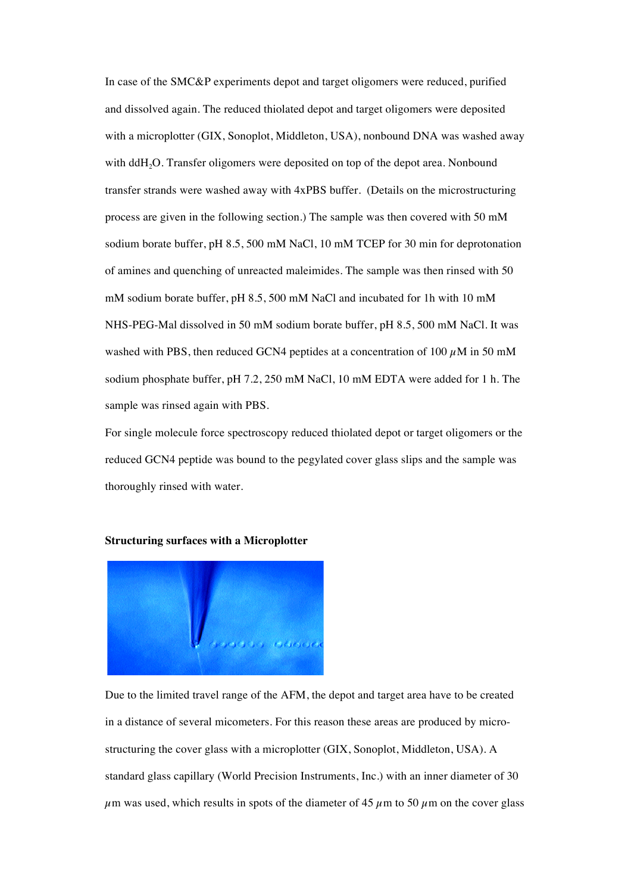In case of the SMC&P experiments depot and target oligomers were reduced, purified and dissolved again. The reduced thiolated depot and target oligomers were deposited with a microplotter (GIX, Sonoplot, Middleton, USA), nonbound DNA was washed away with $ddH_2O$. Transfer oligomers were deposited on top of the depot area. Nonbound transfer strands were washed away with 4xPBS buffer. (Details on the microstructuring process are given in the following section.) The sample was then covered with 50 mM sodium borate buffer, pH 8.5, 500 mM NaCl, 10 mM TCEP for 30 min for deprotonation of amines and quenching of unreacted maleimides. The sample was then rinsed with 50 mM sodium borate buffer, pH 8.5, 500 mM NaCl and incubated for 1h with 10 mM NHS-PEG-Mal dissolved in 50 mM sodium borate buffer, pH 8.5, 500 mM NaCl. It was washed with PBS, then reduced GCN4 peptides at a concentration of 100 $\mu$M in 50 mM sodium phosphate buffer, pH 7.2, 250 mM NaCl, 10 mM EDTA were added for 1 h. The sample was rinsed again with PBS.

For single molecule force spectroscopy reduced thiolated depot or target oligomers or the reduced GCN4 peptide was bound to the pegylated cover glass slips and the sample was thoroughly rinsed with water.

**Structuring surfaces with a Microplotter**

Due to the limited travel range of the AFM, the depot and target area have to be created in a distance of several micometers. For this reason these areas are produced by microstructuring the cover glass with a microplotter (GIX, Sonoplot, Middleton, USA). A standard glass capillary (World Precision Instruments, Inc.) with an inner diameter of 30 $\mu$m was used, which results in spots of the diameter of 45 $\mu$m to 50 $\mu$m on the cover glass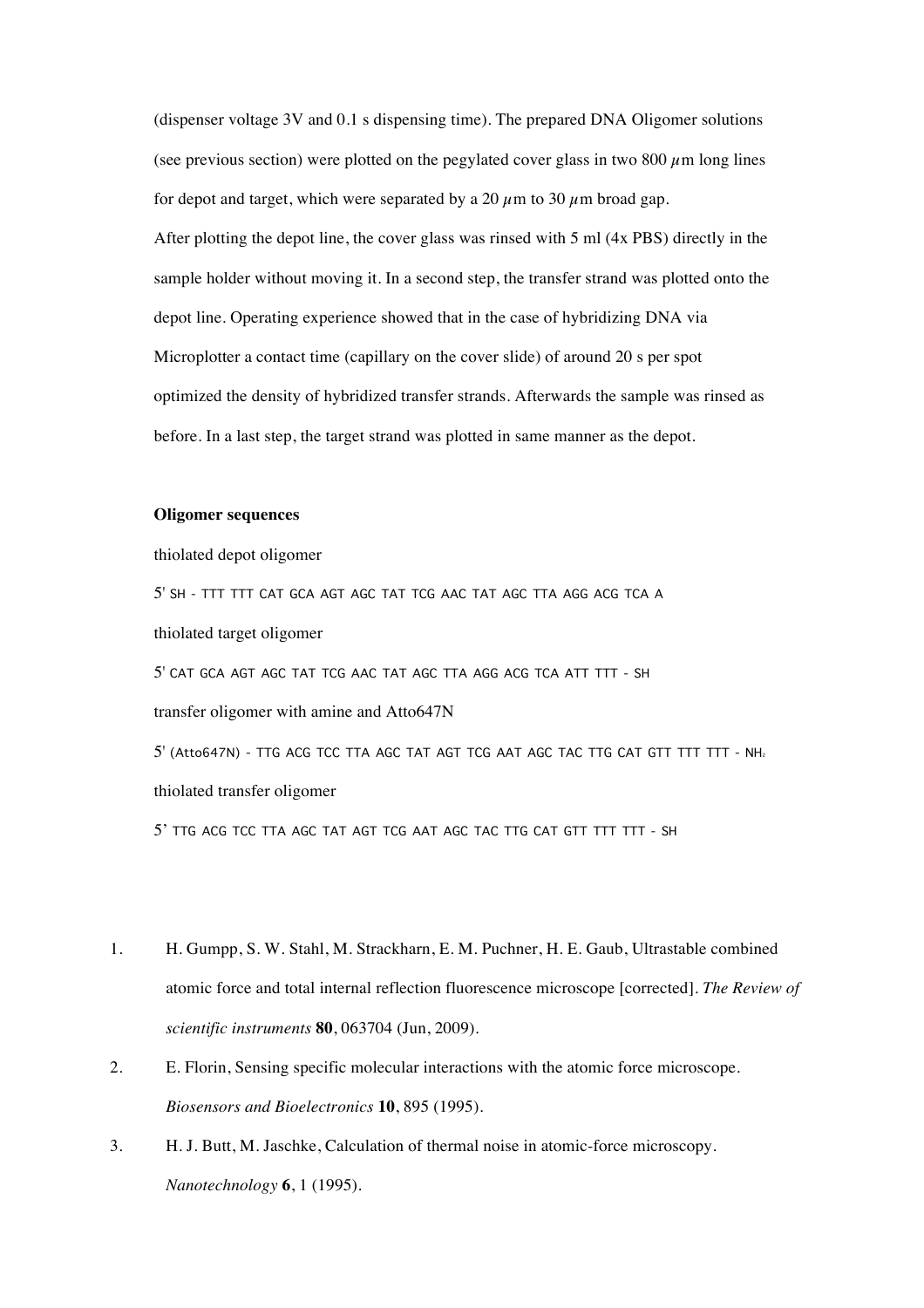(dispenser voltage 3V and 0.1 s dispensing time). The prepared DNA Oligomer solutions (see previous section) were plotted on the pegylated cover glass in two 800 $\mu$m long lines for depot and target, which were separated by a 20 $\mu$m to 30 $\mu$m broad gap.

After plotting the depot line, the cover glass was rinsed with 5 ml (4x PBS) directly in the sample holder without moving it. In a second step, the transfer strand was plotted onto the depot line. Operating experience showed that in the case of hybridizing DNA via Microplotter a contact time (capillary on the cover slide) of around 20 s per spot optimized the density of hybridized transfer strands. Afterwards the sample was rinsed as before. In a last step, the target strand was plotted in same manner as the depot.

**Oligomer sequences**

thiolated depot oligomer

5' SH - TTT TTT CAT GCA AGT AGC TAT TCG AAC TAT AGC TTA AGG ACG TCA A

thiolated target oligomer

5' CAT GCA AGT AGC TAT TCG AAC TAT AGC TTA AGG ACG TCA ATT TTT - SH

transfer oligomer with amine and Atto647N

5' (Atto647N) - TTG ACG TCC TTA AGC TAT AGT TCG AAT AGC TAC TTG CAT GTT TTT TTT - $NH_2$

thiolated transfer oligomer

5' TTG ACG TCC TTA AGC TAT AGT TCG AAT AGC TAC TTG CAT GTT TTT TTT - SH

1. H. Gumpp, S. W. Stahl, M. Strackharn, E. M. Puchner, H. E. Gaub, Ultrastable combined atomic force and total internal reflection fluorescence microscope [corrected]. *The Review of scientific instruments* **80**, 063704 (Jun, 2009).
2. E. Florin, Sensing specific molecular interactions with the atomic force microscope. *Biosensors and Bioelectronics* **10**, 895 (1995).
3. H. J. Butt, M. Jaschke, Calculation of thermal noise in atomic-force microscopy. *Nanotechnology* **6**, 1 (1995).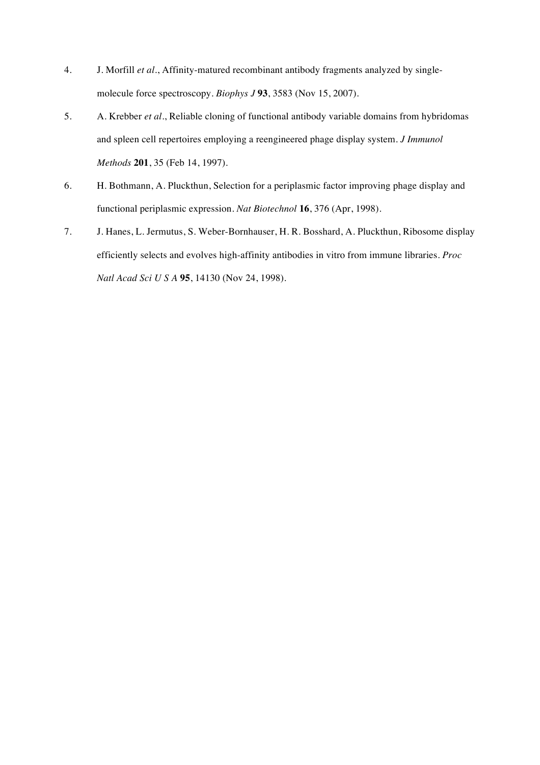4. J. Morfill *et al.*, Affinity-matured recombinant antibody fragments analyzed by single-molecule force spectroscopy. *Biophys J* **93**, 3583 (Nov 15, 2007).
5. A. Krebber *et al.*, Reliable cloning of functional antibody variable domains from hybridomas and spleen cell repertoires employing a reengineered phage display system. *J Immunol Methods* **201**, 35 (Feb 14, 1997).
6. H. Bothmann, A. Pluckthun, Selection for a periplasmic factor improving phage display and functional periplasmic expression. *Nat Biotechnol* **16**, 376 (Apr, 1998).
7. J. Hanes, L. Jermutus, S. Weber-Bornhauser, H. R. Bosshard, A. Pluckthun, Ribosome display efficiently selects and evolves high-affinity antibodies in vitro from immune libraries. *Proc Natl Acad Sci U S A* **95**, 14130 (Nov 24, 1998).